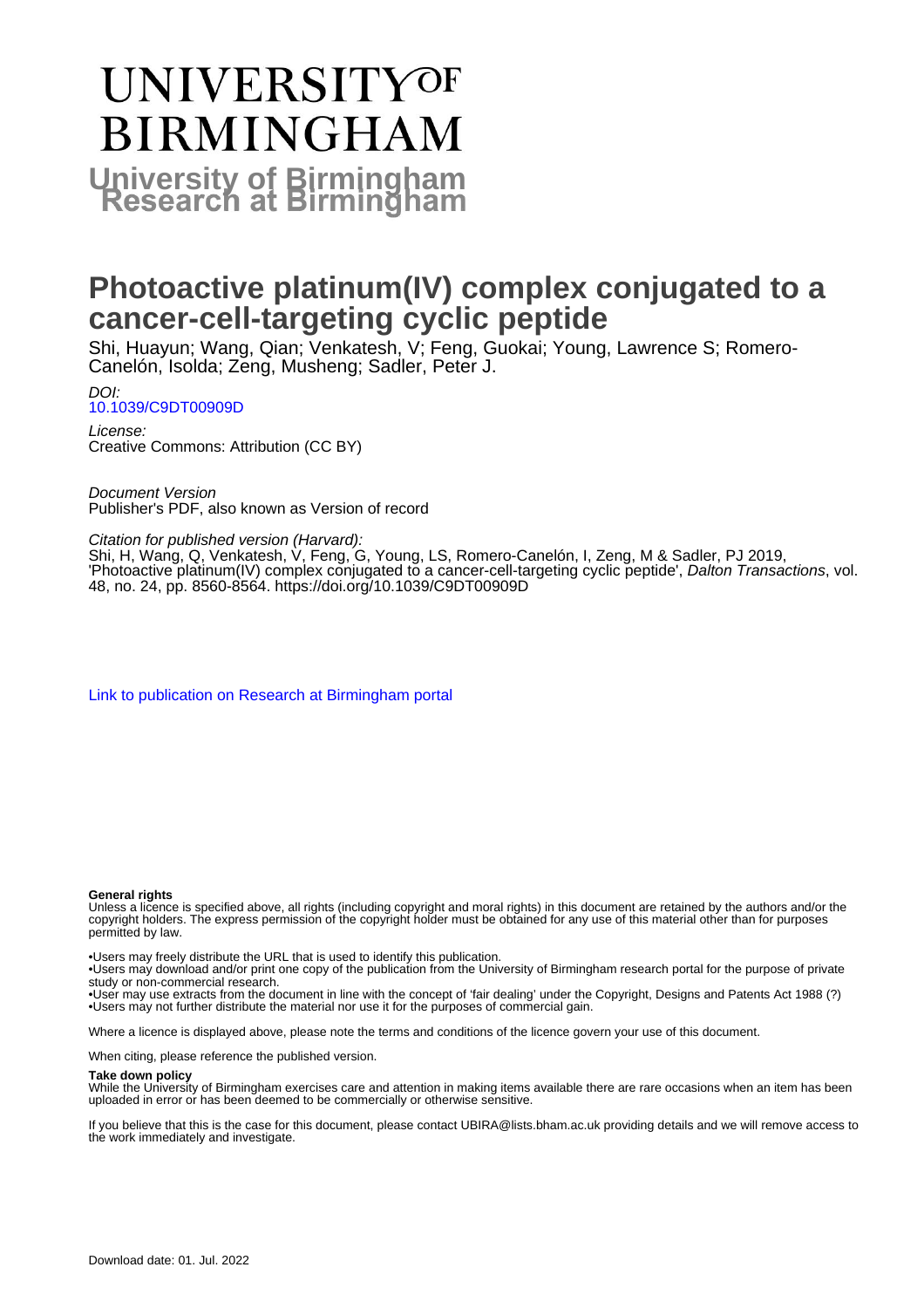# UNIVERSITY OF BIRMINGHAM

## University of Birmingham Research at Birmingham

# Photoactive platinum(IV) complex conjugated to a cancer-cell-targeting cyclic peptide

Shi, Huayun; Wang, Qian; Venkatesh, V; Feng, Guokai; Young, Lawrence S; Romero-Canelón, Isolda; Zeng, Musheng; Sadler, Peter J.

*DOI:*
[10.1039/C9DT00909D](https://doi.org/10.1039/C9DT00909D)

*License:*
Creative Commons: Attribution (CC BY)

*Document Version*
Publisher's PDF, also known as Version of record

*Citation for published version (Harvard):*
Shi, H, Wang, Q, Venkatesh, V, Feng, G, Young, LS, Romero-Canelón, I, Zeng, M & Sadler, PJ 2019, 'Photoactive platinum(IV) complex conjugated to a cancer-cell-targeting cyclic peptide', *Dalton Transactions*, vol. 48, no. 24, pp. 8560-8564. https://doi.org/10.1039/C9DT00909D

[Link to publication on Research at Birmingham portal](#)

**General rights**

Unless a licence is specified above, all rights (including copyright and moral rights) in this document are retained by the authors and/or the copyright holders. The express permission of the copyright holder must be obtained for any use of this material other than for purposes permitted by law.

- Users may freely distribute the URL that is used to identify this publication.
- Users may download and/or print one copy of the publication from the University of Birmingham research portal for the purpose of private study or non-commercial research.
- User may use extracts from the document in line with the concept of 'fair dealing' under the Copyright, Designs and Patents Act 1988 (?)
- Users may not further distribute the material nor use it for the purposes of commercial gain.

Where a licence is displayed above, please note the terms and conditions of the licence govern your use of this document.

When citing, please reference the published version.

**Take down policy**

While the University of Birmingham exercises care and attention in making items available there are rare occasions when an item has been uploaded in error or has been deemed to be commercially or otherwise sensitive.

If you believe that this is the case for this document, please contact UBIRA@lists.bham.ac.uk providing details and we will remove access to the work immediately and investigate.

Download date: 01. Jul. 2022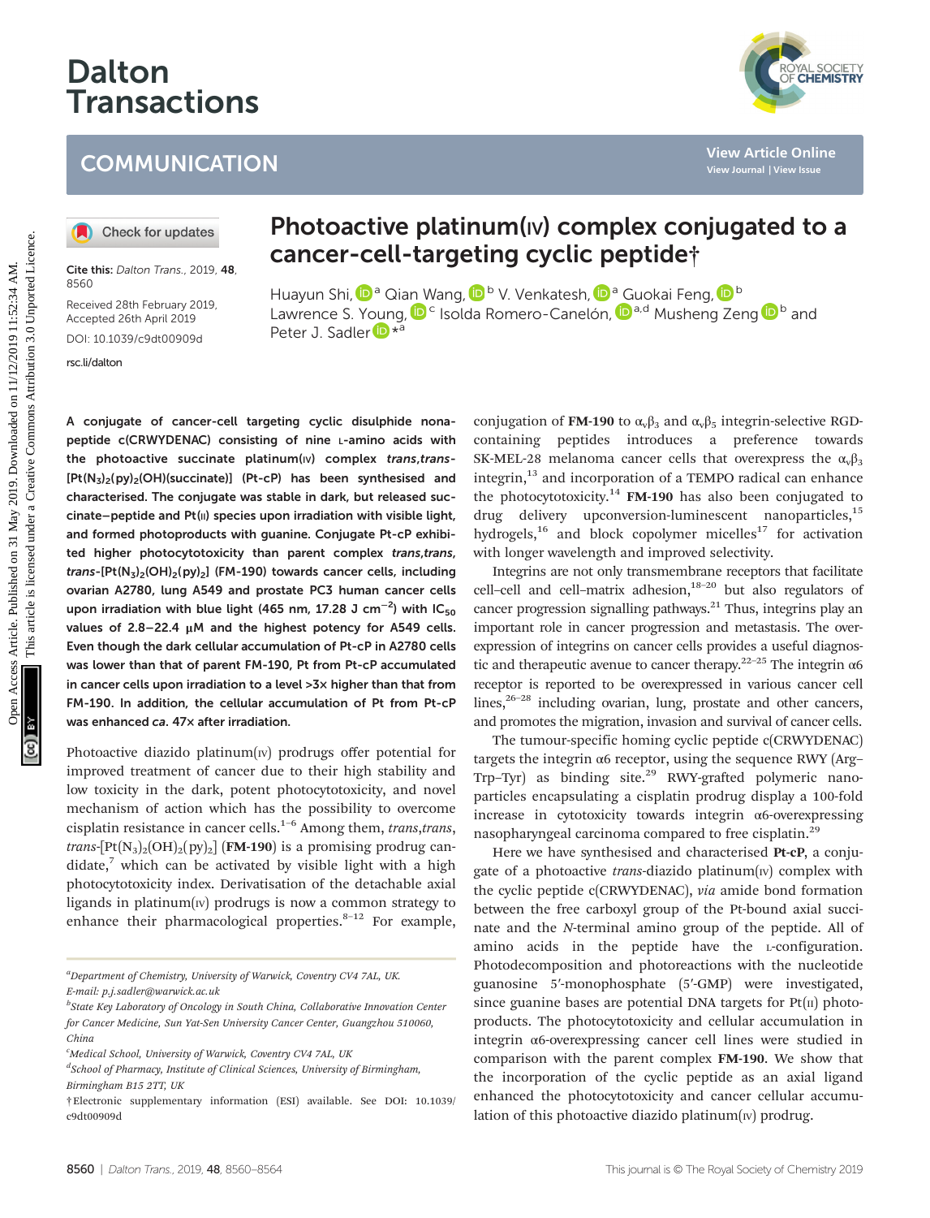# Photoactive platinum(IV) complex conjugated to a cancer-cell-targeting cyclic peptide†

Huayun Shi,[a] Qian Wang,[b] V. Venkatesh,[a] Guokai Feng,[b] Lawrence S. Young,[c] Isolda Romero-Canelón,[a,d] Musheng Zeng[b] and Peter J. Sadler*[a]

Cite this: *Dalton Trans.*, 2019, **48**, 8560

Received 28th February 2019, Accepted 26th April 2019

DOI: 10.1039/c9dt00909d

rsc.li/dalton

**A conjugate of cancer-cell targeting cyclic disulphide nonapeptide c(CRWYDENAC) consisting of nine L-amino acids with the photoactive succinate platinum(IV) complex *trans*,*trans*-[Pt($N_3$)$_2$(py)$_2$(OH)(succinate)] (Pt-cP) has been synthesised and characterised. The conjugate was stable in dark, but released succinate–peptide and Pt(II) species upon irradiation with visible light, and formed photoproducts with guanine. Conjugate Pt-cP exhibited higher photocytotoxicity than parent complex *trans*,*trans*,*trans*-[Pt($N_3$)$_2$(OH)$_2$(py)$_2$] (FM-190) towards cancer cells, including ovarian A2780, lung A549 and prostate PC3 human cancer cells upon irradiation with blue light (465 nm, 17.28 J cm$^{-2}$) with IC$_{50}$ values of 2.8–22.4 μM and the highest potency for A549 cells. Even though the dark cellular accumulation of Pt-cP in A2780 cells was lower than that of parent FM-190, Pt from Pt-cP accumulated in cancer cells upon irradiation to a level >3× higher than that from FM-190. In addition, the cellular accumulation of Pt from Pt-cP was enhanced *ca.* 47× after irradiation.**

Photoactive diazido platinum(IV) prodrugs offer potential for improved treatment of cancer due to their high stability and low toxicity in the dark, potent photocytotoxicity, and novel mechanism of action which has the possibility to overcome cisplatin resistance in cancer cells.[1–6] Among them, *trans*,*trans*,*trans*-[Pt($N_3$)$_2$(OH)$_2$(py)$_2$] (**FM-190**) is a promising prodrug candidate,[7] which can be activated by visible light with a high photocytotoxicity index. Derivatisation of the detachable axial ligands in platinum(IV) prodrugs is now a common strategy to enhance their pharmacological properties.[8–12] For example, conjugation of **FM-190** to $\alpha_v\beta_3$ and $\alpha_v\beta_5$ integrin-selective RGD-containing peptides introduces a preference towards SK-MEL-28 melanoma cancer cells that overexpress the $\alpha_v\beta_3$ integrin,[13] and incorporation of a TEMPO radical can enhance the photocytotoxicity.[14] **FM-190** has also been conjugated to drug delivery upconversion-luminescent nanoparticles,[15] hydrogels,[16] and block copolymer micelles[17] for activation with longer wavelength and improved selectivity.

Integrins are not only transmembrane receptors that facilitate cell–cell and cell–matrix adhesion,[18–20] but also regulators of cancer progression signalling pathways.[21] Thus, integrins play an important role in cancer progression and metastasis. The overexpression of integrins on cancer cells provides a useful diagnostic and therapeutic avenue to cancer therapy.[22–25] The integrin α6 receptor is reported to be overexpressed in various cancer cell lines,[26–28] including ovarian, lung, prostate and other cancers, and promotes the migration, invasion and survival of cancer cells.

The tumour-specific homing cyclic peptide c(CRWYDENAC) targets the integrin α6 receptor, using the sequence RWY (Arg–Trp–Tyr) as binding site.[29] RWY-grafted polymeric nanoparticles encapsulating a cisplatin prodrug display a 100-fold increase in cytotoxicity towards integrin α6-overexpressing nasopharyngeal carcinoma compared to free cisplatin.[29]

Here we have synthesised and characterised **Pt-cP**, a conjugate of a photoactive *trans*-diazido platinum(IV) complex with the cyclic peptide c(CRWYDENAC), *via* amide bond formation between the free carboxyl group of the Pt-bound axial succinate and the *N*-terminal amino group of the peptide. All of amino acids in the peptide have the L-configuration. Photodecomposition and photoreactions with the nucleotide guanosine 5′-monophosphate (5′-GMP) were investigated, since guanine bases are potential DNA targets for Pt(II) photoproducts. The photocytotoxicity and cellular accumulation in integrin α6-overexpressing cancer cell lines were studied in comparison with the parent complex **FM-190**. We show that the incorporation of the cyclic peptide as an axial ligand enhanced the photocytotoxicity and cancer cellular accumulation of this photoactive diazido platinum(IV) prodrug.

---

[a]Department of Chemistry, University of Warwick, Coventry CV4 7AL, UK. E-mail: p.j.sadler@warwick.ac.uk

[b]State Key Laboratory of Oncology in South China, Collaborative Innovation Center for Cancer Medicine, Sun Yat-Sen University Cancer Center, Guangzhou 510060, China

[c]Medical School, University of Warwick, Coventry CV4 7AL, UK

[d]School of Pharmacy, Institute of Clinical Sciences, University of Birmingham, Birmingham B15 2TT, UK

†Electronic supplementary information (ESI) available. See DOI: 10.1039/c9dt00909d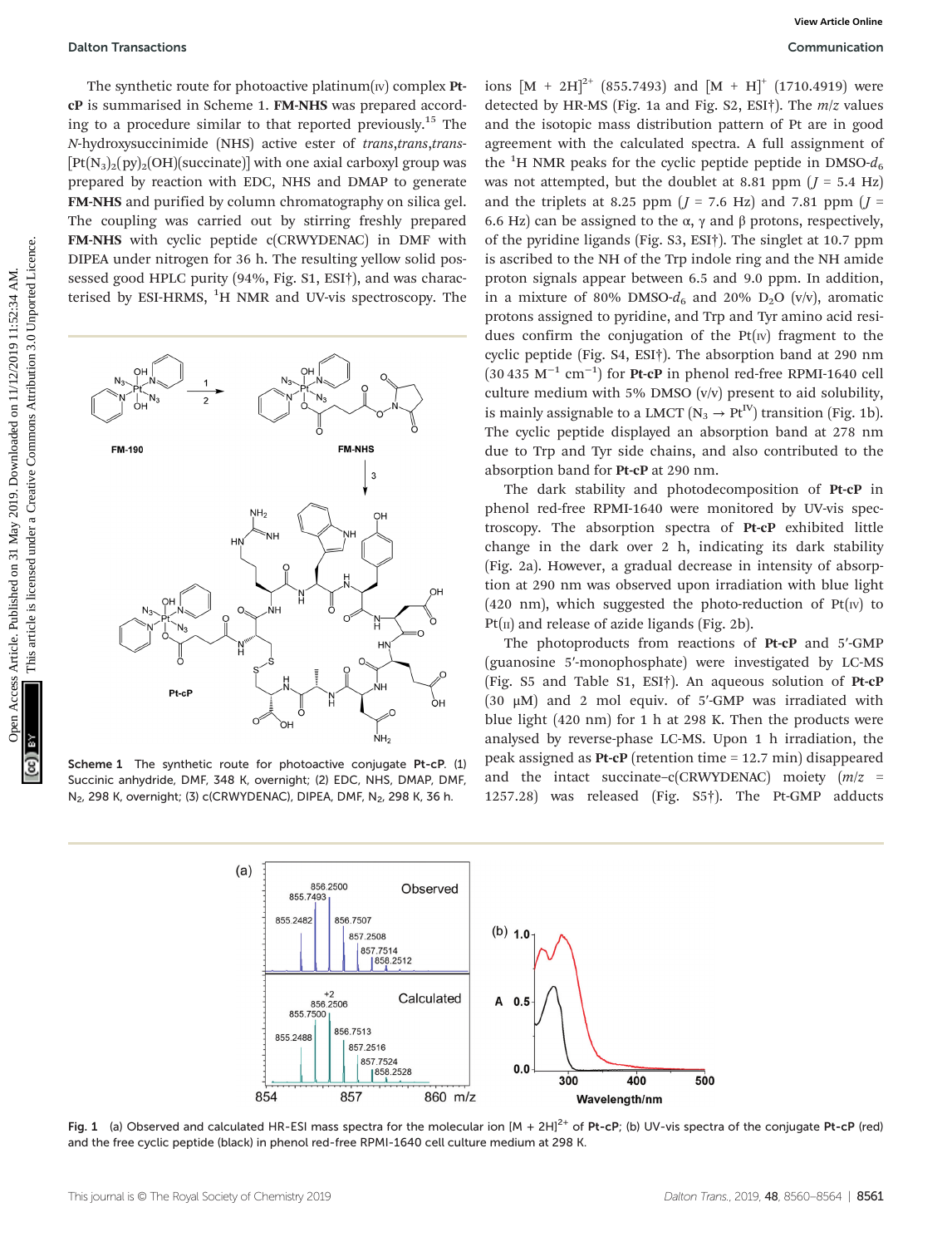The synthetic route for photoactive platinum(IV) complex **Pt-cP** is summarised in Scheme 1. **FM-NHS** was prepared according to a procedure similar to that reported previously.[15] The *N*-hydroxysuccinimide (NHS) active ester of *trans,trans,trans*-[Pt($N_3$)$_2$(py)$_2$(OH)(succinate)] with one axial carboxyl group was prepared by reaction with EDC, NHS and DMAP to generate **FM-NHS** and purified by column chromatography on silica gel. The coupling was carried out by stirring freshly prepared **FM-NHS** with cyclic peptide c(CRWYDENAC) in DMF with DIPEA under nitrogen for 36 h. The resulting yellow solid possessed good HPLC purity (94%, Fig. S1, ESI†), and was characterised by ESI-HRMS, $^1$H NMR and UV-vis spectroscopy. The ions $[M + 2H]^{2+}$ (855.7493) and $[M + H]^{+}$ (1710.4919) were detected by HR-MS (Fig. 1a and Fig. S2, ESI†). The *m*/*z* values and the isotopic mass distribution pattern of Pt are in good agreement with the calculated spectra. A full assignment of the $^1$H NMR peaks for the cyclic peptide peptide in DMSO-$d_6$ was not attempted, but the doublet at 8.81 ppm ($J$ = 5.4 Hz) and the triplets at 8.25 ppm ($J$ = 7.6 Hz) and 7.81 ppm ($J$ = 6.6 Hz) can be assigned to the α, γ and β protons, respectively, of the pyridine ligands (Fig. S3, ESI†). The singlet at 10.7 ppm is ascribed to the NH of the Trp indole ring and the NH amide proton signals appear between 6.5 and 9.0 ppm. In addition, in a mixture of 80% DMSO-$d_6$ and 20% $D_2O$ (v/v), aromatic protons assigned to pyridine, and Trp and Tyr amino acid residues confirm the conjugation of the Pt(IV) fragment to the cyclic peptide (Fig. S4, ESI†). The absorption band at 290 nm (30 435 $M^{-1}$ $cm^{-1}$) for **Pt-cP** in phenol red-free RPMI-1640 cell culture medium with 5% DMSO (v/v) present to aid solubility, is mainly assignable to a LMCT ($N_3 \rightarrow Pt^{IV}$) transition (Fig. 1b). The cyclic peptide displayed an absorption band at 278 nm due to Trp and Tyr side chains, and also contributed to the absorption band for **Pt-cP** at 290 nm.

Scheme 1 The synthetic route for photoactive conjugate **Pt-cP**. (1) Succinic anhydride, DMF, 348 K, overnight; (2) EDC, NHS, DMAP, DMF, $N_2$, 298 K, overnight; (3) c(CRWYDENAC), DIPEA, DMF, $N_2$, 298 K, 36 h.

The dark stability and photodecomposition of **Pt-cP** in phenol red-free RPMI-1640 were monitored by UV-vis spectroscopy. The absorption spectra of **Pt-cP** exhibited little change in the dark over 2 h, indicating its dark stability (Fig. 2a). However, a gradual decrease in intensity of absorption at 290 nm was observed upon irradiation with blue light (420 nm), which suggested the photo-reduction of Pt(IV) to Pt(II) and release of azide ligands (Fig. 2b).

The photoproducts from reactions of **Pt-cP** and 5′-GMP (guanosine 5′-monophosphate) were investigated by LC-MS (Fig. S5 and Table S1, ESI†). An aqueous solution of **Pt-cP** (30 μM) and 2 mol equiv. of 5′-GMP was irradiated with blue light (420 nm) for 1 h at 298 K. Then the products were analysed by reverse-phase LC-MS. Upon 1 h irradiation, the peak assigned as **Pt-cP** (retention time = 12.7 min) disappeared and the intact succinate–c(CRWYDENAC) moiety (*m*/*z* = 1257.28) was released (Fig. S5†). The Pt-GMP adducts

**Fig. 1** (a) Observed and calculated HR-ESI mass spectra for the molecular ion $[M + 2H]^{2+}$ of **Pt-cP**; (b) UV-vis spectra of the conjugate **Pt-cP** (red) and the free cyclic peptide (black) in phenol red-free RPMI-1640 cell culture medium at 298 K.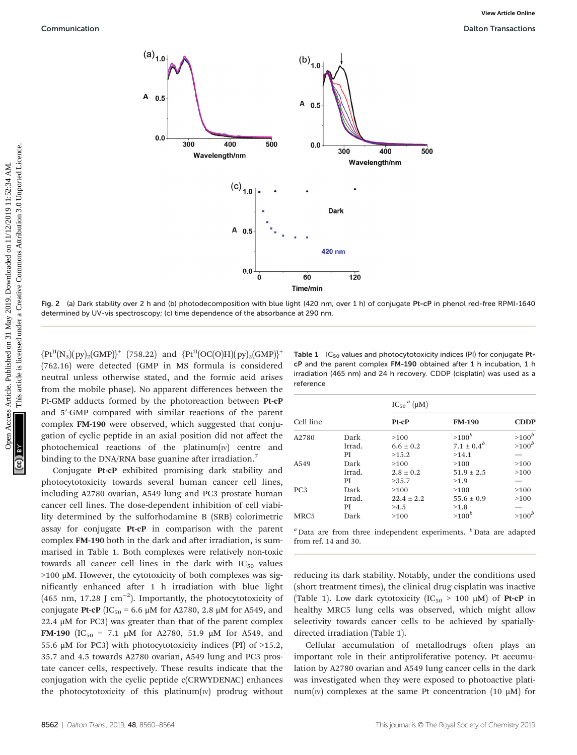Fig. 2 (a) Dark stability over 2 h and (b) photodecomposition with blue light (420 nm, over 1 h) of conjugate **Pt-cP** in phenol red-free RPMI-1640 determined by UV-vis spectroscopy; (c) time dependence of the absorbance at 290 nm.

$\{Pt^{II}(N_3)(py)_2(GMP)\}^+$ (758.22) and $\{Pt^{II}(OC(O)H)(py)_2(GMP)\}^+$ (762.16) were detected (GMP in MS formula is considered neutral unless otherwise stated, and the formic acid arises from the mobile phase). No apparent differences between the Pt-GMP adducts formed by the photoreaction between **Pt-cP** and 5′-GMP compared with similar reactions of the parent complex **FM-190** were observed, which suggested that conjugation of cyclic peptide in an axial position did not affect the photochemical reactions of the platinum(IV) centre and binding to the DNA/RNA base guanine after irradiation.[7]

Conjugate **Pt-cP** exhibited promising dark stability and photocytotoxicity towards several human cancer cell lines, including A2780 ovarian, A549 lung and PC3 prostate human cancer cell lines. The dose-dependent inhibition of cell viability determined by the sulforhodamine B (SRB) colorimetric assay for conjugate **Pt-cP** in comparison with the parent complex **FM-190** both in the dark and after irradiation, is summarised in Table 1. Both complexes were relatively non-toxic towards all cancer cell lines in the dark with $IC_{50}$ values >100 μM. However, the cytotoxicity of both complexes was significantly enhanced after 1 h irradiation with blue light (465 nm, 17.28 J $cm^{-2}$). Importantly, the photocytotoxicity of conjugate **Pt-cP** ($IC_{50}$ = 6.6 μM for A2780, 2.8 μM for A549, and 22.4 μM for PC3) was greater than that of the parent complex **FM-190** ($IC_{50}$ = 7.1 μM for A2780, 51.9 μM for A549, and 55.6 μM for PC3) with photocytotoxicity indices (PI) of >15.2, 35.7 and 4.5 towards A2780 ovarian, A549 lung and PC3 prostate cancer cells, respectively. These results indicate that the conjugation with the cyclic peptide c(CRWYDENAC) enhances the photocytotoxicity of this platinum(IV) prodrug without reducing its dark stability. Notably, under the conditions used (short treatment times), the clinical drug cisplatin was inactive (Table 1). Low dark cytotoxicity ($IC_{50}$ > 100 μM) of **Pt-cP** in healthy MRC5 lung cells was observed, which might allow selectivity towards cancer cells to be achieved by spatially-directed irradiation (Table 1).

**Table 1** $IC_{50}$ values and photocytotoxicity indices (PI) for conjugate **Pt-cP** and the parent complex **FM-190** obtained after 1 h incubation, 1 h irradiation (465 nm) and 24 h recovery. CDDP (cisplatin) was used as a reference

| Cell line | | $IC_{50}$ [a] (μM) | | |
|---|---|---|---|---|
| | | **Pt-cP** | **FM-190** | **CDDP** |
| A2780 | Dark | >100 | >100[b] | >100[b] |
| | Irrad. | 6.6 ± 0.2 | 7.1 ± 0.4[b] | >100[b] |
| | PI | >15.2 | >14.1 | — |
| A549 | Dark | >100 | >100 | >100 |
| | Irrad. | 2.8 ± 0.2 | 51.9 ± 2.5 | >100 |
| | PI | >35.7 | >1.9 | — |
| PC3 | Dark | >100 | >100 | >100 |
| | Irrad. | 22.4 ± 2.2 | 55.6 ± 0.9 | >100 |
| | PI | >4.5 | >1.8 | — |
| MRC5 | Dark | >100 | >100[b] | >100[b] |

[a] Data are from three independent experiments. [b] Data are adapted from ref. 14 and 30.

Cellular accumulation of metallodrugs often plays an important role in their antiproliferative potency. Pt accumulation by A2780 ovarian and A549 lung cancer cells in the dark was investigated when they were exposed to photoactive platinum(IV) complexes at the same Pt concentration (10 μM) for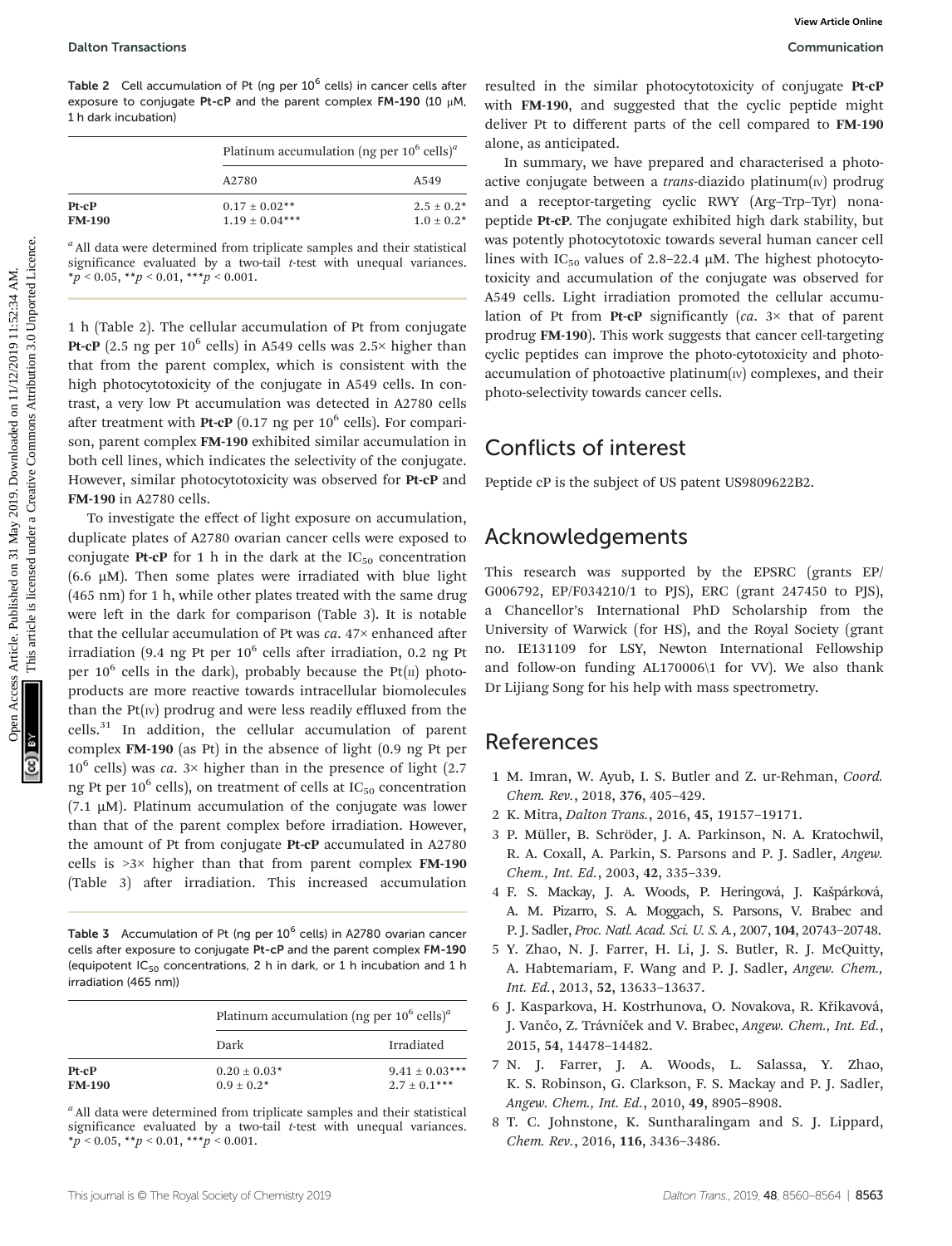Table 2 Cell accumulation of Pt (ng per $10^6$ cells) in cancer cells after exposure to conjugate **Pt-cP** and the parent complex **FM-190** (10 μM, 1 h dark incubation)

| | Platinum accumulation (ng per $10^6$ cells)[a] | |
|---|---|---|
| | A2780 | A549 |
| **Pt-cP** | 0.17 ± 0.02** | 2.5 ± 0.2* |
| **FM-190** | 1.19 ± 0.04*** | 1.0 ± 0.2* |

[a] All data were determined from triplicate samples and their statistical significance evaluated by a two-tail *t*-test with unequal variances. *$p < 0.05$, **$p < 0.01$, ***$p < 0.001$.

1 h (Table 2). The cellular accumulation of Pt from conjugate **Pt-cP** (2.5 ng per $10^6$ cells) in A549 cells was 2.5× higher than that from the parent complex, which is consistent with the high photocytotoxicity of the conjugate in A549 cells. In contrast, a very low Pt accumulation was detected in A2780 cells after treatment with **Pt-cP** (0.17 ng per $10^6$ cells). For comparison, parent complex **FM-190** exhibited similar accumulation in both cell lines, which indicates the selectivity of the conjugate. However, similar photocytotoxicity was observed for **Pt-cP** and **FM-190** in A2780 cells.

To investigate the effect of light exposure on accumulation, duplicate plates of A2780 ovarian cancer cells were exposed to conjugate **Pt-cP** for 1 h in the dark at the $IC_{50}$ concentration (6.6 μM). Then some plates were irradiated with blue light (465 nm) for 1 h, while other plates treated with the same drug were left in the dark for comparison (Table 3). It is notable that the cellular accumulation of Pt was *ca.* 47× enhanced after irradiation (9.4 ng Pt per $10^6$ cells after irradiation, 0.2 ng Pt per $10^6$ cells in the dark), probably because the Pt(II) photoproducts are more reactive towards intracellular biomolecules than the Pt(IV) prodrug and were less readily effluxed from the cells.[31] In addition, the cellular accumulation of parent complex **FM-190** (as Pt) in the absence of light (0.9 ng Pt per $10^6$ cells) was *ca.* 3× higher than in the presence of light (2.7 ng Pt per $10^6$ cells), on treatment of cells at $IC_{50}$ concentration (7.1 μM). Platinum accumulation of the conjugate was lower than that of the parent complex before irradiation. However, the amount of Pt from conjugate **Pt-cP** accumulated in A2780 cells is >3× higher than that from parent complex **FM-190** (Table 3) after irradiation. This increased accumulation resulted in the similar photocytotoxicity of conjugate **Pt-cP** with **FM-190**, and suggested that the cyclic peptide might deliver Pt to different parts of the cell compared to **FM-190** alone, as anticipated.

Table 3 Accumulation of Pt (ng per $10^6$ cells) in A2780 ovarian cancer cells after exposure to conjugate **Pt-cP** and the parent complex **FM-190** (equipotent $IC_{50}$ concentrations, 2 h in dark, or 1 h incubation and 1 h irradiation (465 nm))

| | Platinum accumulation (ng per $10^6$ cells)[a] | |
|---|---|---|
| | Dark | Irradiated |
| **Pt-cP** | 0.20 ± 0.03* | 9.41 ± 0.03*** |
| **FM-190** | 0.9 ± 0.2* | 2.7 ± 0.1*** |

[a] All data were determined from triplicate samples and their statistical significance evaluated by a two-tail *t*-test with unequal variances. *$p < 0.05$, **$p < 0.01$, ***$p < 0.001$.

In summary, we have prepared and characterised a photoactive conjugate between a *trans*-diazido platinum(IV) prodrug and a receptor-targeting cyclic RWY (Arg–Trp–Tyr) nonapeptide **Pt-cP**. The conjugate exhibited high dark stability, but was potently photocytotoxic towards several human cancer cell lines with $IC_{50}$ values of 2.8–22.4 μM. The highest photocytotoxicity and accumulation of the conjugate was observed for A549 cells. Light irradiation promoted the cellular accumulation of Pt from **Pt-cP** significantly (*ca.* 3× that of parent prodrug **FM-190**). This work suggests that cancer cell-targeting cyclic peptides can improve the photo-cytotoxicity and photo-accumulation of photoactive platinum(IV) complexes, and their photo-selectivity towards cancer cells.

## Conflicts of interest

Peptide cP is the subject of US patent US9809622B2.

## Acknowledgements

This research was supported by the EPSRC (grants EP/G006792, EP/F034210/1 to PJS), ERC (grant 247450 to PJS), a Chancellor's International PhD Scholarship from the University of Warwick (for HS), and the Royal Society (grant no. IE131109 for LSY, Newton International Fellowship and follow-on funding AL170006\1 for VV). We also thank Dr Lijiang Song for his help with mass spectrometry.

## References

1. M. Imran, W. Ayub, I. S. Butler and Z. ur-Rehman, *Coord. Chem. Rev.*, 2018, **376**, 405–429.
2. K. Mitra, *Dalton Trans.*, 2016, **45**, 19157–19171.
3. P. Müller, B. Schröder, J. A. Parkinson, N. A. Kratochwil, R. A. Coxall, A. Parkin, S. Parsons and P. J. Sadler, *Angew. Chem., Int. Ed.*, 2003, **42**, 335–339.
4. F. S. Mackay, J. A. Woods, P. Heringová, J. Kašpárková, A. M. Pizarro, S. A. Moggach, S. Parsons, V. Brabec and P. J. Sadler, *Proc. Natl. Acad. Sci. U. S. A.*, 2007, **104**, 20743–20748.
5. Y. Zhao, N. J. Farrer, H. Li, J. S. Butler, R. J. McQuitty, A. Habtemariam, F. Wang and P. J. Sadler, *Angew. Chem., Int. Ed.*, 2013, **52**, 13633–13637.
6. J. Kasparkova, H. Kostrhunova, O. Novakova, R. Křikavová, J. Vančo, Z. Trávníček and V. Brabec, *Angew. Chem., Int. Ed.*, 2015, **54**, 14478–14482.
7. N. J. Farrer, J. A. Woods, L. Salassa, Y. Zhao, K. S. Robinson, G. Clarkson, F. S. Mackay and P. J. Sadler, *Angew. Chem., Int. Ed.*, 2010, **49**, 8905–8908.
8. T. C. Johnstone, K. Suntharalingam and S. J. Lippard, *Chem. Rev.*, 2016, **116**, 3436–3486.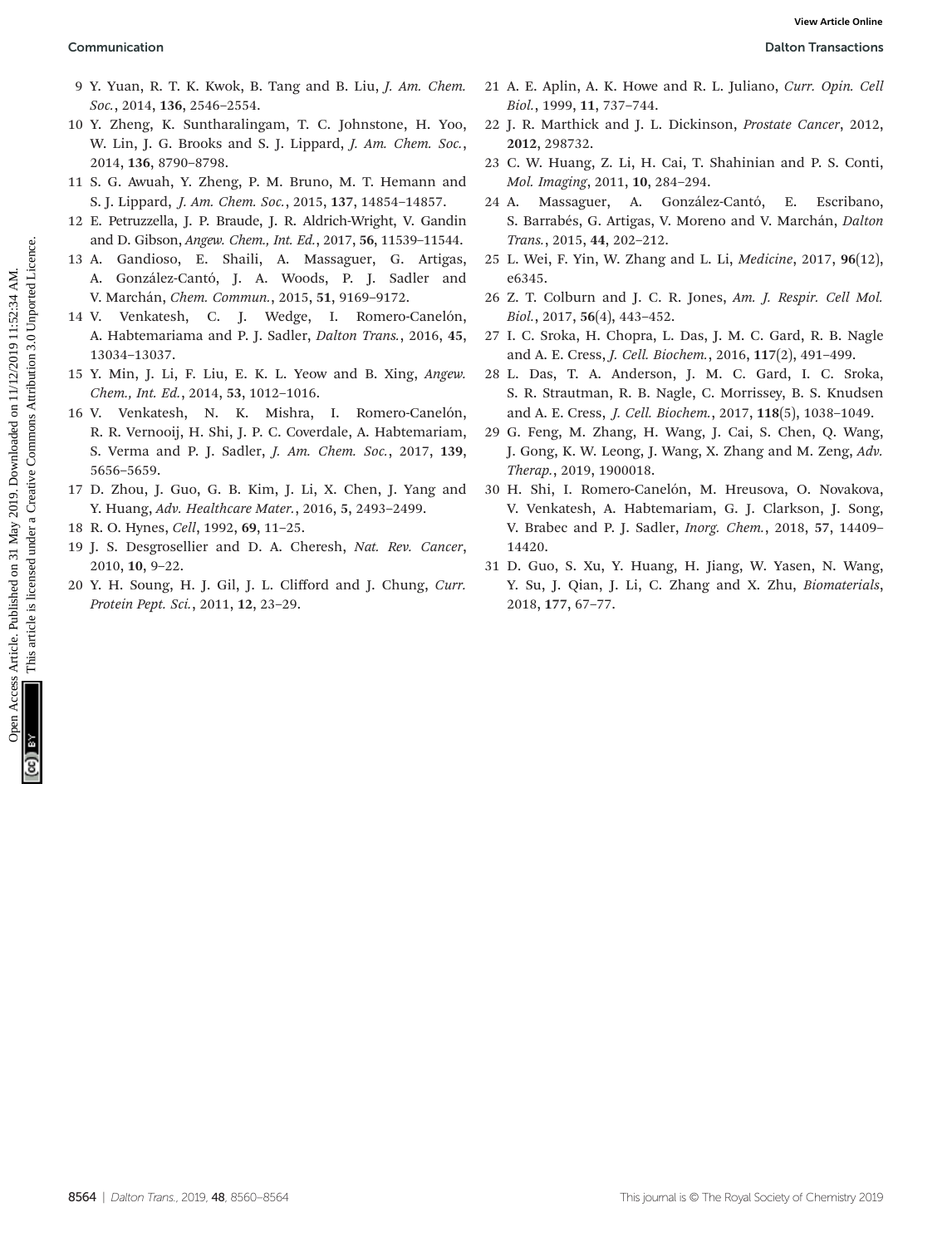9 Y. Yuan, R. T. K. Kwok, B. Tang and B. Liu, *J. Am. Chem. Soc.*, 2014, **136**, 2546–2554.

10 Y. Zheng, K. Suntharalingam, T. C. Johnstone, H. Yoo, W. Lin, J. G. Brooks and S. J. Lippard, *J. Am. Chem. Soc.*, 2014, **136**, 8790–8798.

11 S. G. Awuah, Y. Zheng, P. M. Bruno, M. T. Hemann and S. J. Lippard, *J. Am. Chem. Soc.*, 2015, **137**, 14854–14857.

12 E. Petruzzella, J. P. Braude, J. R. Aldrich-Wright, V. Gandin and D. Gibson, *Angew. Chem., Int. Ed.*, 2017, **56**, 11539–11544.

13 A. Gandioso, E. Shaili, A. Massaguer, G. Artigas, A. González-Cantó, J. A. Woods, P. J. Sadler and V. Marchán, *Chem. Commun.*, 2015, **51**, 9169–9172.

14 V. Venkatesh, C. J. Wedge, I. Romero-Canelón, A. Habtemariama and P. J. Sadler, *Dalton Trans.*, 2016, **45**, 13034–13037.

15 Y. Min, J. Li, F. Liu, E. K. L. Yeow and B. Xing, *Angew. Chem., Int. Ed.*, 2014, **53**, 1012–1016.

16 V. Venkatesh, N. K. Mishra, I. Romero-Canelón, R. R. Vernooij, H. Shi, J. P. C. Coverdale, A. Habtemariam, S. Verma and P. J. Sadler, *J. Am. Chem. Soc.*, 2017, **139**, 5656–5659.

17 D. Zhou, J. Guo, G. B. Kim, J. Li, X. Chen, J. Yang and Y. Huang, *Adv. Healthcare Mater.*, 2016, **5**, 2493–2499.

18 R. O. Hynes, *Cell*, 1992, **69**, 11–25.

19 J. S. Desgrosellier and D. A. Cheresh, *Nat. Rev. Cancer*, 2010, **10**, 9–22.

20 Y. H. Soung, H. J. Gil, J. L. Clifford and J. Chung, *Curr. Protein Pept. Sci.*, 2011, **12**, 23–29.

21 A. E. Aplin, A. K. Howe and R. L. Juliano, *Curr. Opin. Cell Biol.*, 1999, **11**, 737–744.

22 J. R. Marthick and J. L. Dickinson, *Prostate Cancer*, 2012, **2012**, 298732.

23 C. W. Huang, Z. Li, H. Cai, T. Shahinian and P. S. Conti, *Mol. Imaging*, 2011, **10**, 284–294.

24 A. Massaguer, A. González-Cantó, E. Escribano, S. Barrabés, G. Artigas, V. Moreno and V. Marchán, *Dalton Trans.*, 2015, **44**, 202–212.

25 L. Wei, F. Yin, W. Zhang and L. Li, *Medicine*, 2017, **96**(12), e6345.

26 Z. T. Colburn and J. C. R. Jones, *Am. J. Respir. Cell Mol. Biol.*, 2017, **56**(4), 443–452.

27 I. C. Sroka, H. Chopra, L. Das, J. M. C. Gard, R. B. Nagle and A. E. Cress, *J. Cell. Biochem.*, 2016, **117**(2), 491–499.

28 L. Das, T. A. Anderson, J. M. C. Gard, I. C. Sroka, S. R. Strautman, R. B. Nagle, C. Morrissey, B. S. Knudsen and A. E. Cress, *J. Cell. Biochem.*, 2017, **118**(5), 1038–1049.

29 G. Feng, M. Zhang, H. Wang, J. Cai, S. Chen, Q. Wang, J. Gong, K. W. Leong, J. Wang, X. Zhang and M. Zeng, *Adv. Therap.*, 2019, 1900018.

30 H. Shi, I. Romero-Canelón, M. Hreusova, O. Novakova, V. Venkatesh, A. Habtemariam, G. J. Clarkson, J. Song, V. Brabec and P. J. Sadler, *Inorg. Chem.*, 2018, **57**, 14409–14420.

31 D. Guo, S. Xu, Y. Huang, H. Jiang, W. Yasen, N. Wang, Y. Su, J. Qian, J. Li, C. Zhang and X. Zhu, *Biomaterials*, 2018, **177**, 67–77.